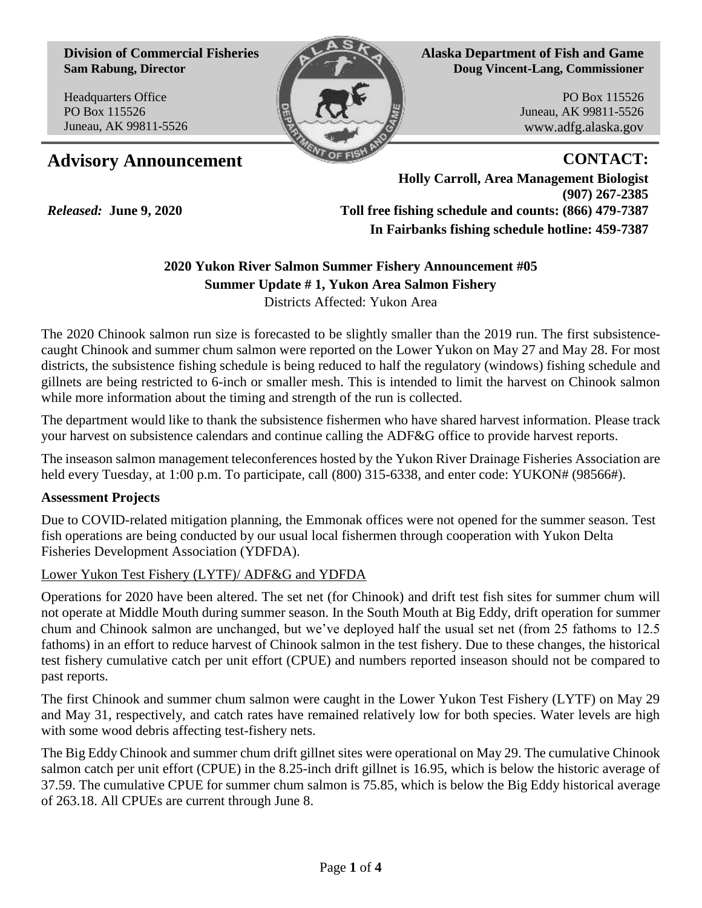**Division of Commercial Fisheries**
**Sam Rabung, Director**

Headquarters Office
PO Box 115526
Juneau, AK 99811-5526

**Alaska Department of Fish and Game**
**Doug Vincent-Lang, Commissioner**

PO Box 115526
Juneau, AK 99811-5526
www.adfg.alaska.gov

# Advisory Announcement

**CONTACT:**
**Holly Carroll, Area Management Biologist**
**(907) 267-2385**
**Toll free fishing schedule and counts: (866) 479-7387**
**In Fairbanks fishing schedule hotline: 459-7387**

*Released:* **June 9, 2020**

## 2020 Yukon River Salmon Summer Fishery Announcement #05
## Summer Update # 1, Yukon Area Salmon Fishery

Districts Affected: Yukon Area

The 2020 Chinook salmon run size is forecasted to be slightly smaller than the 2019 run. The first subsistence-caught Chinook and summer chum salmon were reported on the Lower Yukon on May 27 and May 28. For most districts, the subsistence fishing schedule is being reduced to half the regulatory (windows) fishing schedule and gillnets are being restricted to 6-inch or smaller mesh. This is intended to limit the harvest on Chinook salmon while more information about the timing and strength of the run is collected.

The department would like to thank the subsistence fishermen who have shared harvest information. Please track your harvest on subsistence calendars and continue calling the ADF&G office to provide harvest reports.

The inseason salmon management teleconferences hosted by the Yukon River Drainage Fisheries Association are held every Tuesday, at 1:00 p.m. To participate, call (800) 315-6338, and enter code: YUKON# (98566#).

### Assessment Projects

Due to COVID-related mitigation planning, the Emmonak offices were not opened for the summer season. Test fish operations are being conducted by our usual local fishermen through cooperation with Yukon Delta Fisheries Development Association (YDFDA).

Lower Yukon Test Fishery (LYTF)/ ADF&G and YDFDA

Operations for 2020 have been altered. The set net (for Chinook) and drift test fish sites for summer chum will not operate at Middle Mouth during summer season. In the South Mouth at Big Eddy, drift operation for summer chum and Chinook salmon are unchanged, but we've deployed half the usual set net (from 25 fathoms to 12.5 fathoms) in an effort to reduce harvest of Chinook salmon in the test fishery. Due to these changes, the historical test fishery cumulative catch per unit effort (CPUE) and numbers reported inseason should not be compared to past reports.

The first Chinook and summer chum salmon were caught in the Lower Yukon Test Fishery (LYTF) on May 29 and May 31, respectively, and catch rates have remained relatively low for both species. Water levels are high with some wood debris affecting test-fishery nets.

The Big Eddy Chinook and summer chum drift gillnet sites were operational on May 29. The cumulative Chinook salmon catch per unit effort (CPUE) in the 8.25-inch drift gillnet is 16.95, which is below the historic average of 37.59. The cumulative CPUE for summer chum salmon is 75.85, which is below the Big Eddy historical average of 263.18. All CPUEs are current through June 8.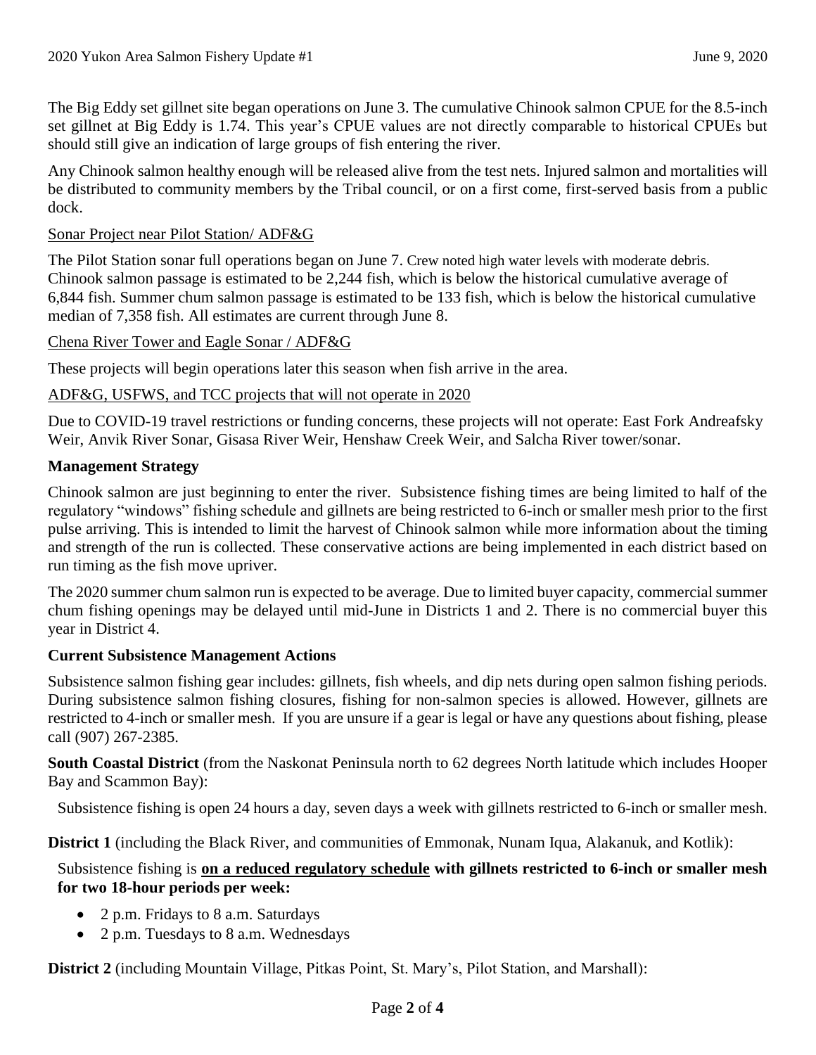The Big Eddy set gillnet site began operations on June 3. The cumulative Chinook salmon CPUE for the 8.5-inch set gillnet at Big Eddy is 1.74. This year's CPUE values are not directly comparable to historical CPUEs but should still give an indication of large groups of fish entering the river.

Any Chinook salmon healthy enough will be released alive from the test nets. Injured salmon and mortalities will be distributed to community members by the Tribal council, or on a first come, first-served basis from a public dock.

<u>Sonar Project near Pilot Station/ ADF&G</u>

The Pilot Station sonar full operations began on June 7. Crew noted high water levels with moderate debris. Chinook salmon passage is estimated to be 2,244 fish, which is below the historical cumulative average of 6,844 fish. Summer chum salmon passage is estimated to be 133 fish, which is below the historical cumulative median of 7,358 fish. All estimates are current through June 8.

<u>Chena River Tower and Eagle Sonar / ADF&G</u>

These projects will begin operations later this season when fish arrive in the area.

<u>ADF&G, USFWS, and TCC projects that will not operate in 2020</u>

Due to COVID-19 travel restrictions or funding concerns, these projects will not operate: East Fork Andreafsky Weir, Anvik River Sonar, Gisasa River Weir, Henshaw Creek Weir, and Salcha River tower/sonar.

## Management Strategy

Chinook salmon are just beginning to enter the river. Subsistence fishing times are being limited to half of the regulatory "windows" fishing schedule and gillnets are being restricted to 6-inch or smaller mesh prior to the first pulse arriving. This is intended to limit the harvest of Chinook salmon while more information about the timing and strength of the run is collected. These conservative actions are being implemented in each district based on run timing as the fish move upriver.

The 2020 summer chum salmon run is expected to be average. Due to limited buyer capacity, commercial summer chum fishing openings may be delayed until mid-June in Districts 1 and 2. There is no commercial buyer this year in District 4.

## Current Subsistence Management Actions

Subsistence salmon fishing gear includes: gillnets, fish wheels, and dip nets during open salmon fishing periods. During subsistence salmon fishing closures, fishing for non-salmon species is allowed. However, gillnets are restricted to 4-inch or smaller mesh. If you are unsure if a gear is legal or have any questions about fishing, please call (907) 267-2385.

**South Coastal District** (from the Naskonat Peninsula north to 62 degrees North latitude which includes Hooper Bay and Scammon Bay):

Subsistence fishing is open 24 hours a day, seven days a week with gillnets restricted to 6-inch or smaller mesh.

**District 1** (including the Black River, and communities of Emmonak, Nunam Iqua, Alakanuk, and Kotlik):

Subsistence fishing is **<u>on a reduced regulatory schedule</u> with gillnets restricted to 6-inch or smaller mesh for two 18-hour periods per week:**

- 2 p.m. Fridays to 8 a.m. Saturdays
- 2 p.m. Tuesdays to 8 a.m. Wednesdays

**District 2** (including Mountain Village, Pitkas Point, St. Mary's, Pilot Station, and Marshall):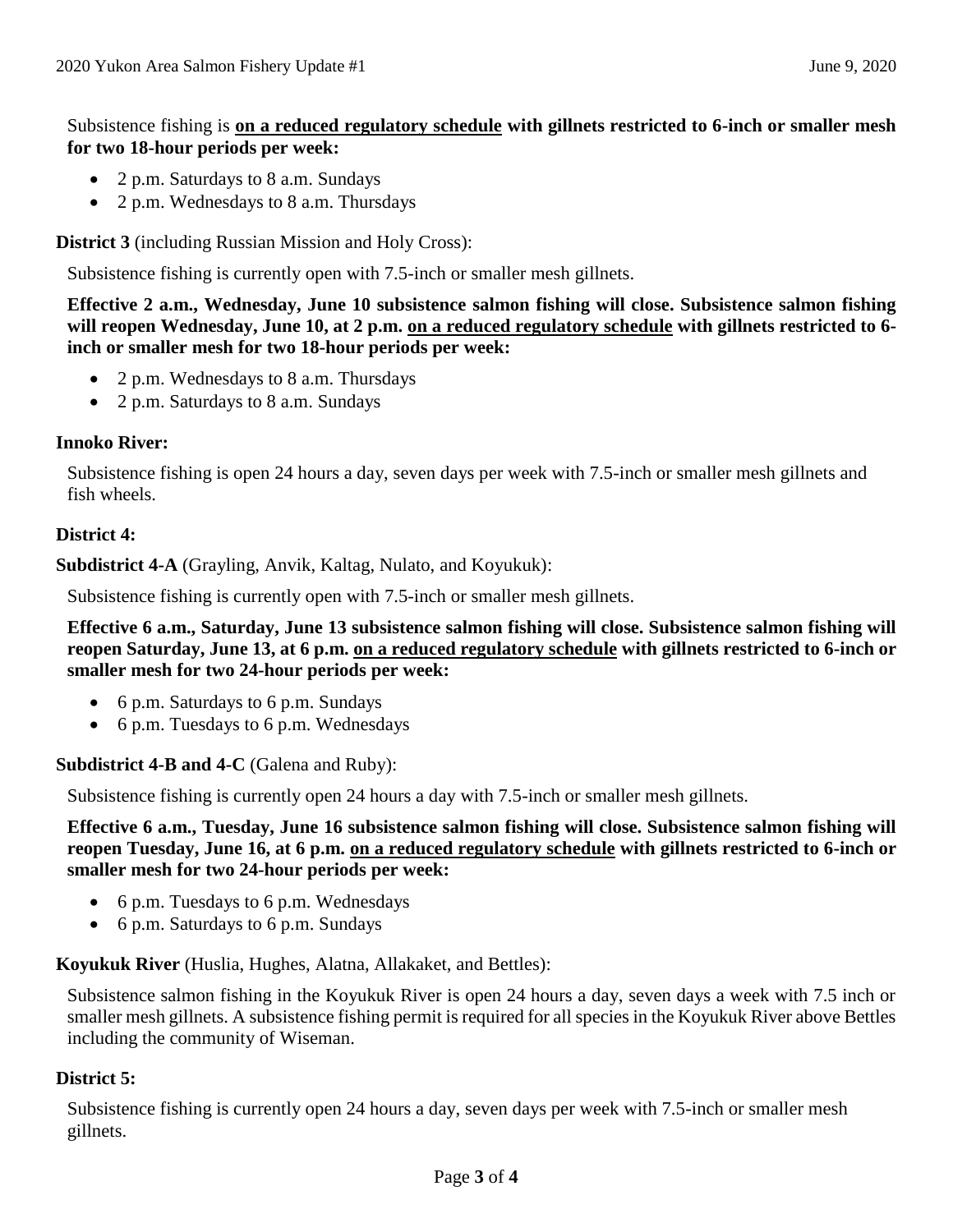Subsistence fishing is **<u>on a reduced regulatory schedule</u> with gillnets restricted to 6-inch or smaller mesh for two 18-hour periods per week:**

- 2 p.m. Saturdays to 8 a.m. Sundays
- 2 p.m. Wednesdays to 8 a.m. Thursdays

**District 3** (including Russian Mission and Holy Cross):

Subsistence fishing is currently open with 7.5-inch or smaller mesh gillnets.

**Effective 2 a.m., Wednesday, June 10 subsistence salmon fishing will close. Subsistence salmon fishing will reopen Wednesday, June 10, at 2 p.m. <u>on a reduced regulatory schedule</u> with gillnets restricted to 6-inch or smaller mesh for two 18-hour periods per week:**

- 2 p.m. Wednesdays to 8 a.m. Thursdays
- 2 p.m. Saturdays to 8 a.m. Sundays

**Innoko River:**

Subsistence fishing is open 24 hours a day, seven days per week with 7.5-inch or smaller mesh gillnets and fish wheels.

**District 4:**

**Subdistrict 4-A** (Grayling, Anvik, Kaltag, Nulato, and Koyukuk):

Subsistence fishing is currently open with 7.5-inch or smaller mesh gillnets.

**Effective 6 a.m., Saturday, June 13 subsistence salmon fishing will close. Subsistence salmon fishing will reopen Saturday, June 13, at 6 p.m. <u>on a reduced regulatory schedule</u> with gillnets restricted to 6-inch or smaller mesh for two 24-hour periods per week:**

- 6 p.m. Saturdays to 6 p.m. Sundays
- 6 p.m. Tuesdays to 6 p.m. Wednesdays

**Subdistrict 4-B and 4-C** (Galena and Ruby):

Subsistence fishing is currently open 24 hours a day with 7.5-inch or smaller mesh gillnets.

**Effective 6 a.m., Tuesday, June 16 subsistence salmon fishing will close. Subsistence salmon fishing will reopen Tuesday, June 16, at 6 p.m. <u>on a reduced regulatory schedule</u> with gillnets restricted to 6-inch or smaller mesh for two 24-hour periods per week:**

- 6 p.m. Tuesdays to 6 p.m. Wednesdays
- 6 p.m. Saturdays to 6 p.m. Sundays

**Koyukuk River** (Huslia, Hughes, Alatna, Allakaket, and Bettles):

Subsistence salmon fishing in the Koyukuk River is open 24 hours a day, seven days a week with 7.5 inch or smaller mesh gillnets. A subsistence fishing permit is required for all species in the Koyukuk River above Bettles including the community of Wiseman.

**District 5:**

Subsistence fishing is currently open 24 hours a day, seven days per week with 7.5-inch or smaller mesh gillnets.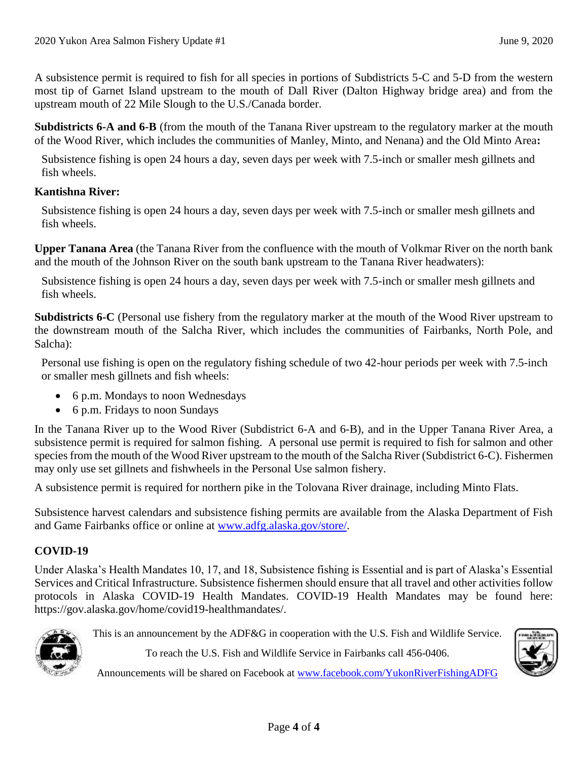A subsistence permit is required to fish for all species in portions of Subdistricts 5-C and 5-D from the western most tip of Garnet Island upstream to the mouth of Dall River (Dalton Highway bridge area) and from the upstream mouth of 22 Mile Slough to the U.S./Canada border.

**Subdistricts 6-A and 6-B** (from the mouth of the Tanana River upstream to the regulatory marker at the mouth of the Wood River, which includes the communities of Manley, Minto, and Nenana) and the Old Minto Area**:**

Subsistence fishing is open 24 hours a day, seven days per week with 7.5-inch or smaller mesh gillnets and fish wheels.

**Kantishna River:**

Subsistence fishing is open 24 hours a day, seven days per week with 7.5-inch or smaller mesh gillnets and fish wheels.

**Upper Tanana Area** (the Tanana River from the confluence with the mouth of Volkmar River on the north bank and the mouth of the Johnson River on the south bank upstream to the Tanana River headwaters):

Subsistence fishing is open 24 hours a day, seven days per week with 7.5-inch or smaller mesh gillnets and fish wheels.

**Subdistricts 6-C** (Personal use fishery from the regulatory marker at the mouth of the Wood River upstream to the downstream mouth of the Salcha River, which includes the communities of Fairbanks, North Pole, and Salcha):

Personal use fishing is open on the regulatory fishing schedule of two 42-hour periods per week with 7.5-inch or smaller mesh gillnets and fish wheels:

- 6 p.m. Mondays to noon Wednesdays
- 6 p.m. Fridays to noon Sundays

In the Tanana River up to the Wood River (Subdistrict 6-A and 6-B), and in the Upper Tanana River Area, a subsistence permit is required for salmon fishing. A personal use permit is required to fish for salmon and other species from the mouth of the Wood River upstream to the mouth of the Salcha River (Subdistrict 6-C). Fishermen may only use set gillnets and fishwheels in the Personal Use salmon fishery.

A subsistence permit is required for northern pike in the Tolovana River drainage, including Minto Flats.

Subsistence harvest calendars and subsistence fishing permits are available from the Alaska Department of Fish and Game Fairbanks office or online at [www.adfg.alaska.gov/store/](www.adfg.alaska.gov/store/).

## COVID-19

Under Alaska's Health Mandates 10, 17, and 18, Subsistence fishing is Essential and is part of Alaska's Essential Services and Critical Infrastructure. Subsistence fishermen should ensure that all travel and other activities follow protocols in Alaska COVID-19 Health Mandates. COVID-19 Health Mandates may be found here: https://gov.alaska.gov/home/covid19-healthmandates/.

This is an announcement by the ADF&G in cooperation with the U.S. Fish and Wildlife Service.

To reach the U.S. Fish and Wildlife Service in Fairbanks call 456-0406.

Announcements will be shared on Facebook at [www.facebook.com/YukonRiverFishingADFG](www.facebook.com/YukonRiverFishingADFG)